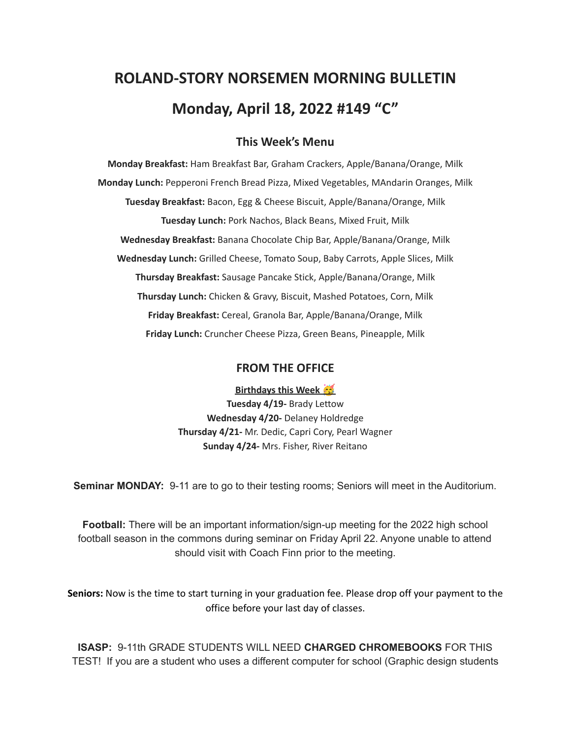# ROLAND-STORY NORSEMEN MORNING BULLETIN

# Monday, April 18, 2022 #149 "C"

## This Week's Menu

**Monday Breakfast:** Ham Breakfast Bar, Graham Crackers, Apple/Banana/Orange, Milk

**Monday Lunch:** Pepperoni French Bread Pizza, Mixed Vegetables, MAndarin Oranges, Milk

**Tuesday Breakfast:** Bacon, Egg & Cheese Biscuit, Apple/Banana/Orange, Milk

**Tuesday Lunch:** Pork Nachos, Black Beans, Mixed Fruit, Milk

**Wednesday Breakfast:** Banana Chocolate Chip Bar, Apple/Banana/Orange, Milk

**Wednesday Lunch:** Grilled Cheese, Tomato Soup, Baby Carrots, Apple Slices, Milk

**Thursday Breakfast:** Sausage Pancake Stick, Apple/Banana/Orange, Milk

**Thursday Lunch:** Chicken & Gravy, Biscuit, Mashed Potatoes, Corn, Milk

**Friday Breakfast:** Cereal, Granola Bar, Apple/Banana/Orange, Milk

**Friday Lunch:** Cruncher Cheese Pizza, Green Beans, Pineapple, Milk

## FROM THE OFFICE

**Birthdays this Week 🥳**

**Tuesday 4/19-** Brady Lettow

**Wednesday 4/20-** Delaney Holdredge

**Thursday 4/21-** Mr. Dedic, Capri Cory, Pearl Wagner

**Sunday 4/24-** Mrs. Fisher, River Reitano

**Seminar MONDAY:** 9-11 are to go to their testing rooms; Seniors will meet in the Auditorium.

**Football:** There will be an important information/sign-up meeting for the 2022 high school football season in the commons during seminar on Friday April 22. Anyone unable to attend should visit with Coach Finn prior to the meeting.

**Seniors:** Now is the time to start turning in your graduation fee. Please drop off your payment to the office before your last day of classes.

**ISASP:** 9-11th GRADE STUDENTS WILL NEED **CHARGED CHROMEBOOKS** FOR THIS TEST! If you are a student who uses a different computer for school (Graphic design students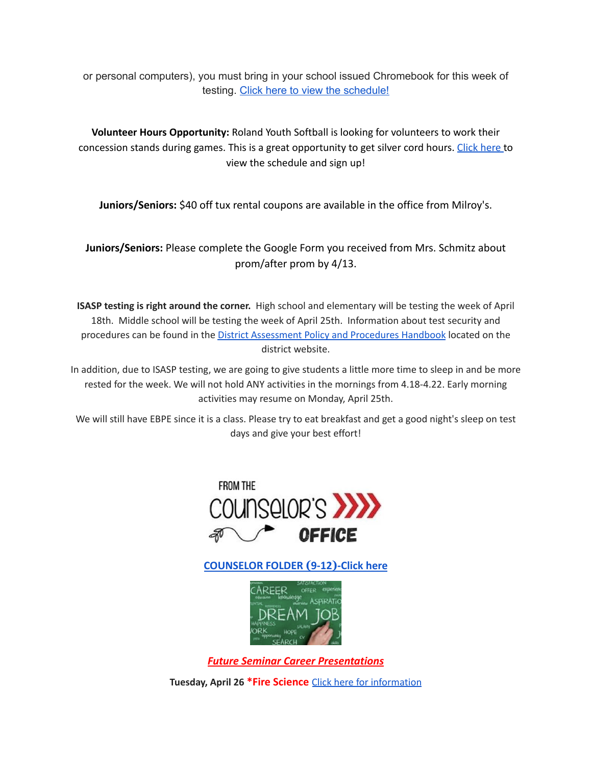or personal computers), you must bring in your school issued Chromebook for this week of testing. Click here to view the schedule!

**Volunteer Hours Opportunity:** Roland Youth Softball is looking for volunteers to work their concession stands during games. This is a great opportunity to get silver cord hours. Click here to view the schedule and sign up!

**Juniors/Seniors:** $40 off tux rental coupons are available in the office from Milroy's.

**Juniors/Seniors:** Please complete the Google Form you received from Mrs. Schmitz about prom/after prom by 4/13.

**ISASP testing is right around the corner.** High school and elementary will be testing the week of April 18th. Middle school will be testing the week of April 25th. Information about test security and procedures can be found in the District Assessment Policy and Procedures Handbook located on the district website.

In addition, due to ISASP testing, we are going to give students a little more time to sleep in and be more rested for the week. We will not hold ANY activities in the mornings from 4.18-4.22. Early morning activities may resume on Monday, April 25th.

We will still have EBPE since it is a class. Please try to eat breakfast and get a good night's sleep on test days and give your best effort!

FROM THE COUNSELOR'S OFFICE

**COUNSELOR FOLDER (9-12)-Click here**

***Future Seminar Career Presentations***

**Tuesday, April 26** ***Fire Science** Click here for information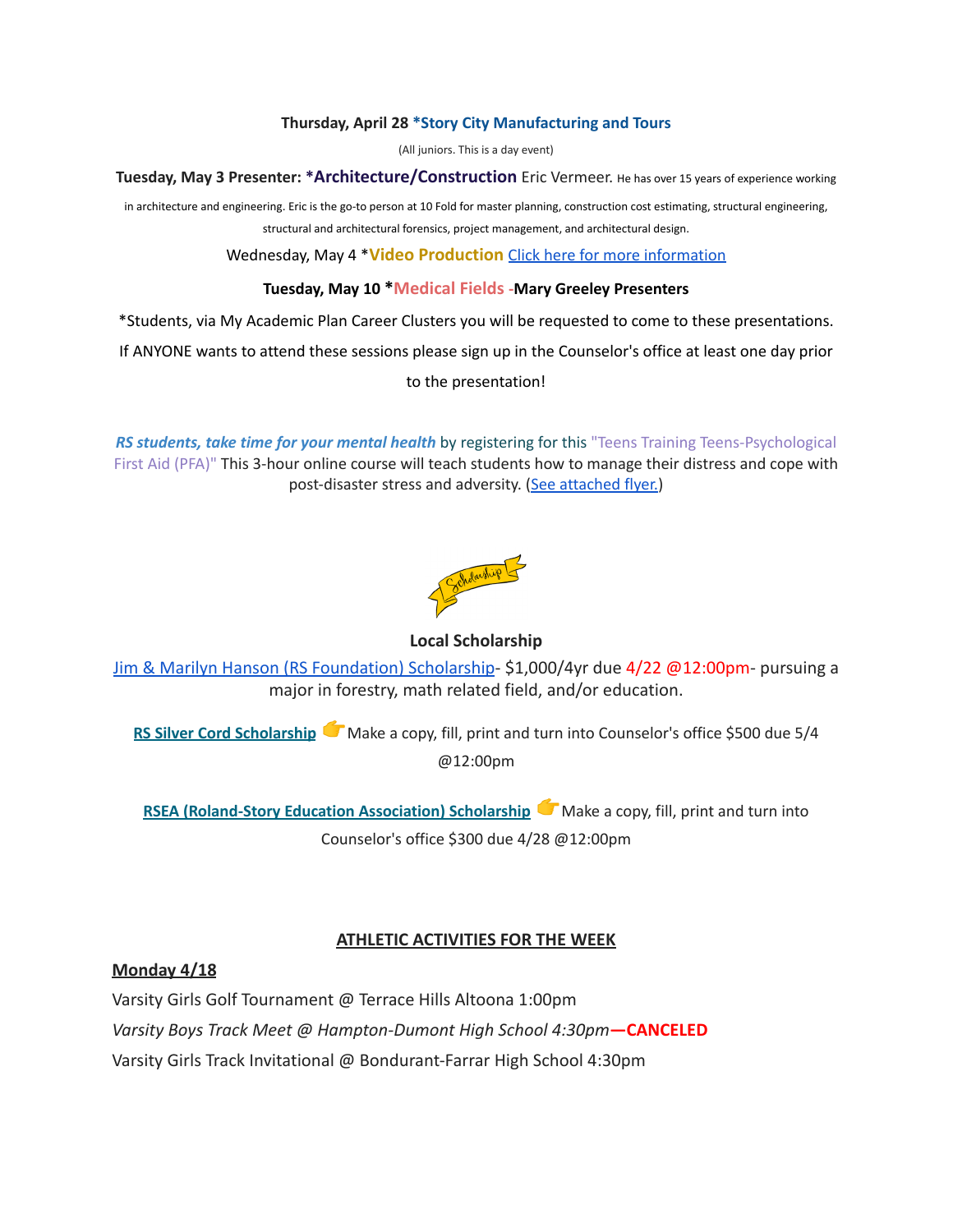**Thursday, April 28 *Story City Manufacturing and Tours**

(All juniors. This is a day event)

**Tuesday, May 3 Presenter: *Architecture/Construction** Eric Vermeer. He has over 15 years of experience working in architecture and engineering. Eric is the go-to person at 10 Fold for master planning, construction cost estimating, structural engineering, structural and architectural forensics, project management, and architectural design.

Wednesday, May 4 ***Video Production** Click here for more information

**Tuesday, May 10 *Medical Fields -Mary Greeley Presenters**

*Students, via My Academic Plan Career Clusters you will be requested to come to these presentations. If ANYONE wants to attend these sessions please sign up in the Counselor's office at least one day prior to the presentation!

***RS students, take time for your mental health*** by registering for this "Teens Training Teens-Psychological First Aid (PFA)" This 3-hour online course will teach students how to manage their distress and cope with post-disaster stress and adversity. (See attached flyer.)

**Local Scholarship**

Jim & Marilyn Hanson (RS Foundation) Scholarship- $1,000/4yr due 4/22 @12:00pm- pursuing a major in forestry, math related field, and/or education.

**RS Silver Cord Scholarship** 👉 Make a copy, fill, print and turn into Counselor's office $500 due 5/4 @12:00pm

**RSEA (Roland-Story Education Association) Scholarship** 👉 Make a copy, fill, print and turn into Counselor's office $300 due 4/28 @12:00pm

## ATHLETIC ACTIVITIES FOR THE WEEK

**Monday 4/18**

Varsity Girls Golf Tournament @ Terrace Hills Altoona 1:00pm

*Varsity Boys Track Meet @ Hampton-Dumont High School 4:30pm*—**CANCELED**

Varsity Girls Track Invitational @ Bondurant-Farrar High School 4:30pm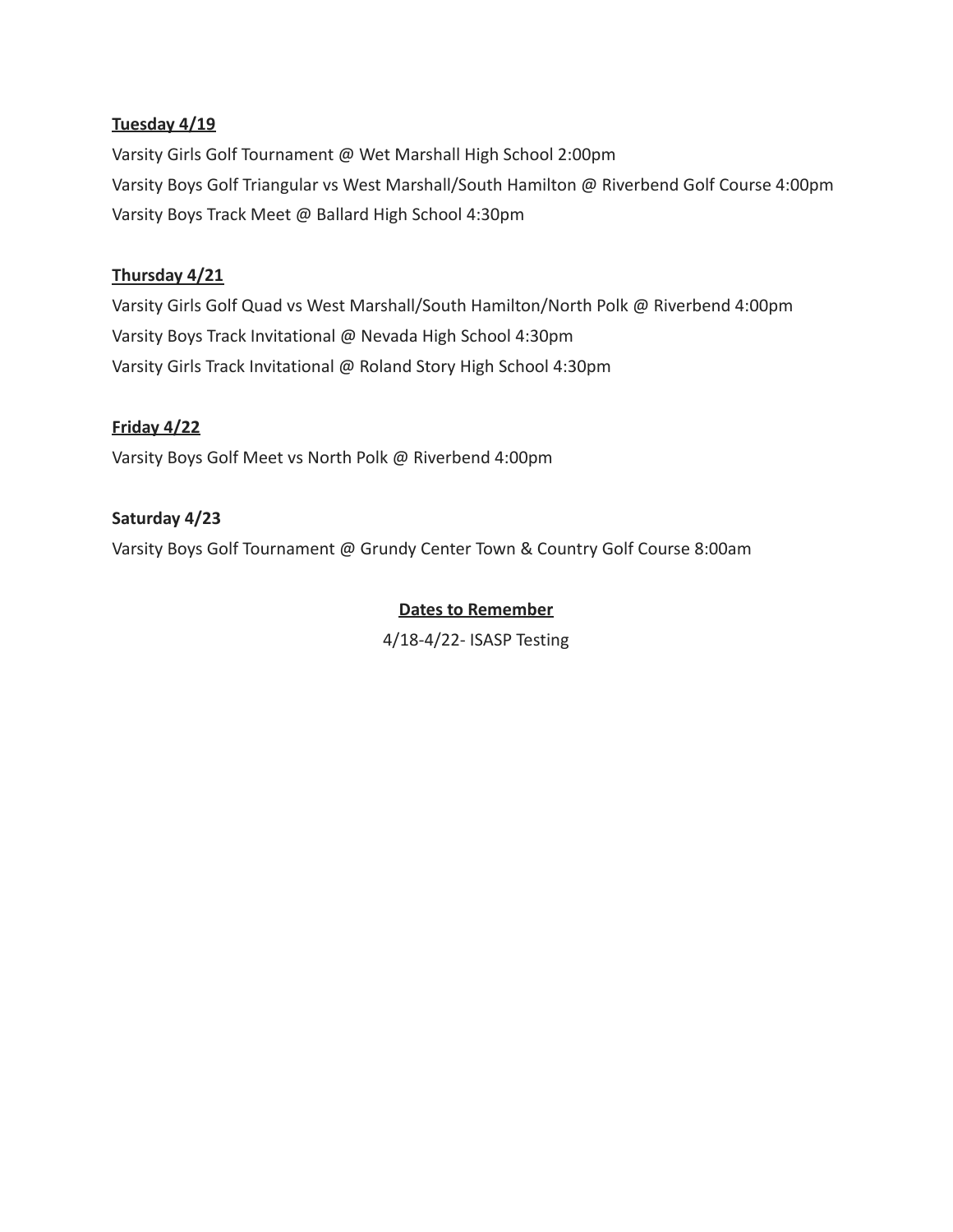**Tuesday 4/19**

Varsity Girls Golf Tournament @ Wet Marshall High School 2:00pm

Varsity Boys Golf Triangular vs West Marshall/South Hamilton @ Riverbend Golf Course 4:00pm

Varsity Boys Track Meet @ Ballard High School 4:30pm

**Thursday 4/21**

Varsity Girls Golf Quad vs West Marshall/South Hamilton/North Polk @ Riverbend 4:00pm

Varsity Boys Track Invitational @ Nevada High School 4:30pm

Varsity Girls Track Invitational @ Roland Story High School 4:30pm

**Friday 4/22**

Varsity Boys Golf Meet vs North Polk @ Riverbend 4:00pm

**Saturday 4/23**

Varsity Boys Golf Tournament @ Grundy Center Town & Country Golf Course 8:00am

**Dates to Remember**

4/18-4/22- ISASP Testing